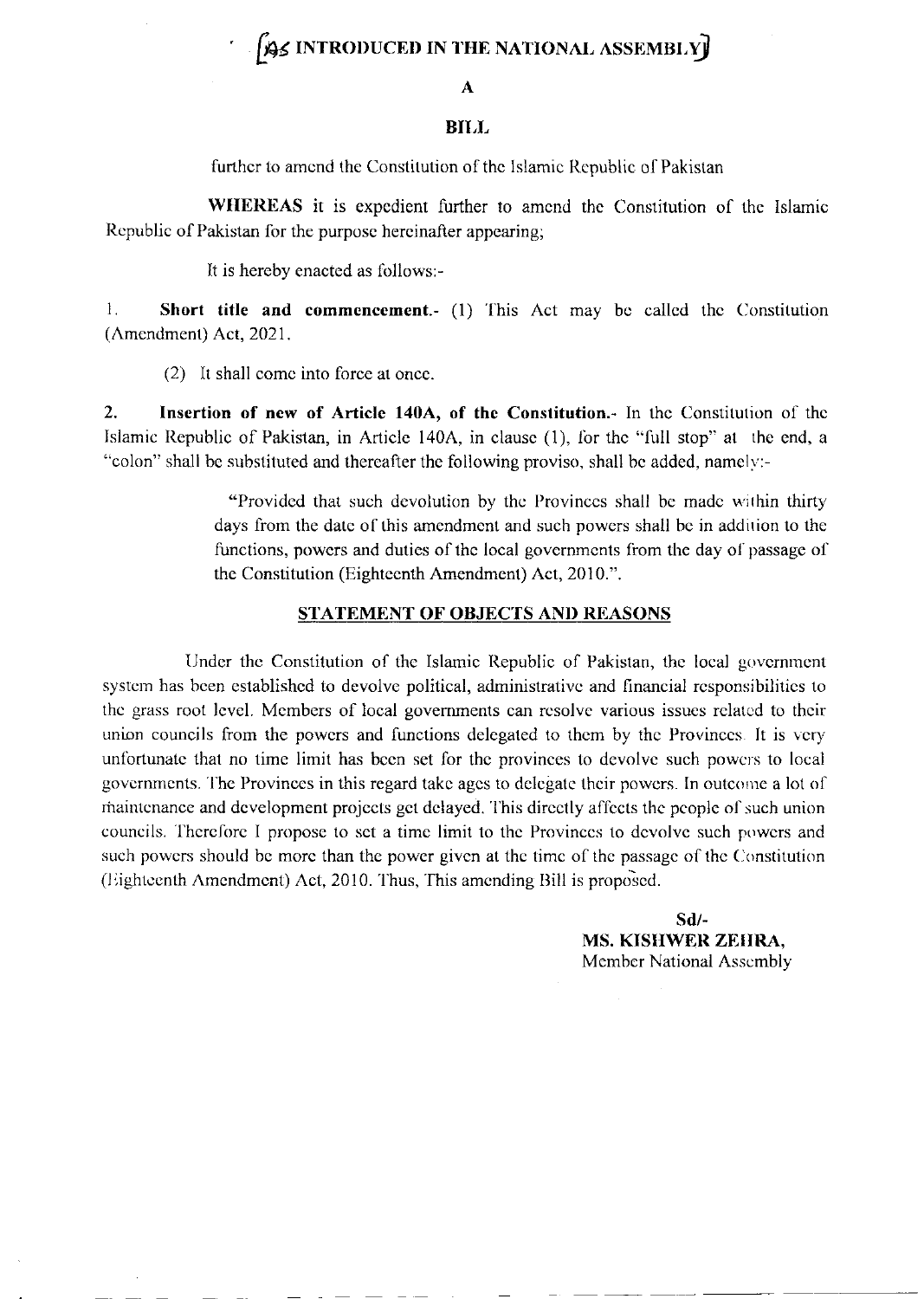**[AS INTRODUCED IN THE NATIONAL ASSEMBLY]**

**A**

**BILL**

further to amend the Constitution of the Islamic Republic of Pakistan

**WHEREAS** it is expedient further to amend the Constitution of the Islamic Republic of Pakistan for the purpose hereinafter appearing;

It is hereby enacted as follows:-

1. **Short title and commencement.**- (1) This Act may be called the Constitution (Amendment) Act, 2021.

(2) It shall come into force at once.

2. **Insertion of new of Article 140A, of the Constitution.**- In the Constitution of the Islamic Republic of Pakistan, in Article 140A, in clause (1), for the "full stop" at the end, a "colon" shall be substituted and thereafter the following proviso, shall be added, namely:-

> "Provided that such devolution by the Provinces shall be made within thirty days from the date of this amendment and such powers shall be in addition to the functions, powers and duties of the local governments from the day of passage of the Constitution (Eighteenth Amendment) Act, 2010.".

## STATEMENT OF OBJECTS AND REASONS

Under the Constitution of the Islamic Republic of Pakistan, the local government system has been established to devolve political, administrative and financial responsibilities to the grass root level. Members of local governments can resolve various issues related to their union councils from the powers and functions delegated to them by the Provinces. It is very unfortunate that no time limit has been set for the provinces to devolve such powers to local governments. The Provinces in this regard take ages to delegate their powers. In outcome a lot of maintenance and development projects get delayed. This directly affects the people of such union councils. Therefore I propose to set a time limit to the Provinces to devolve such powers and such powers should be more than the power given at the time of the passage of the Constitution (Eighteenth Amendment) Act, 2010. Thus, This amending Bill is proposed.

**Sd/-**
**MS. KISHWER ZEHRA,**
Member National Assembly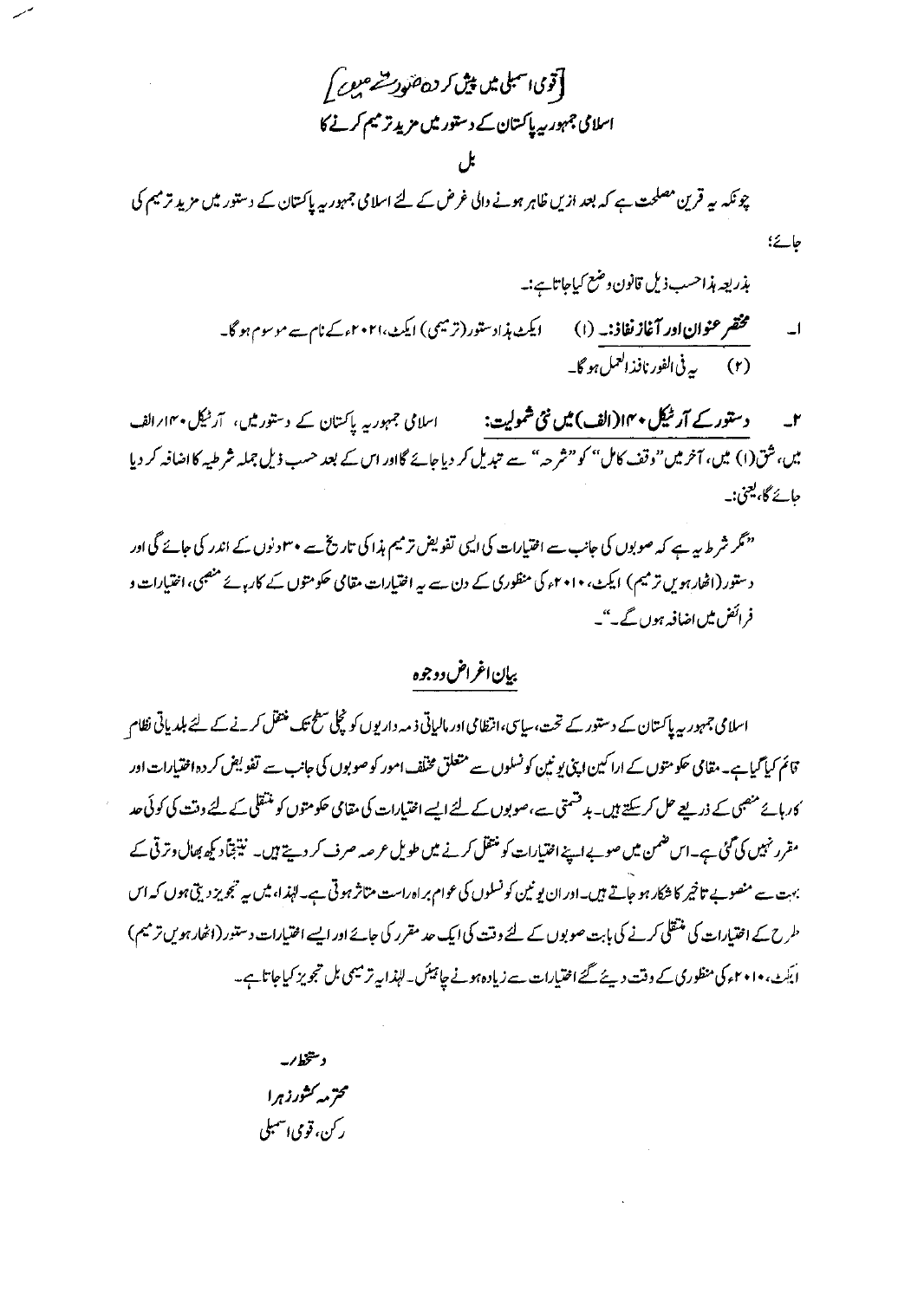[قومی اسمبلی میں پیش کردہ صورت میں]

اسلامی جمہوریہ پاکستان کے دستور میں مزید ترمیم کرنے کا

بل

چونکہ یہ قرین مصلحت ہے کہ بعد ازیں ظاہر ہونے والی غرض کے لئے اسلامی جمہوریہ پاکستان کے دستور میں مزید ترمیم کی جائے؛

بذریعہ ہذا حسب ذیل قانون وضع کیا جاتا ہے:۔

۱۔ **مختصر عنوان اور آغاز نفاذ:۔** (۱) ایکٹ ہذا دستور (ترمیمی) ایکٹ، ۲۰۲۱ء کے نام سے موسوم ہوگا۔

(۲) یہ فی الفور نافذ العمل ہوگا۔

۲۔ **دستور کے آرٹیکل ۱۴۰ (الف) میں نئی شمولیت:** اسلامی جمہوریہ پاکستان کے دستور میں، آرٹیکل ۱۴۰/الف میں، شق (۱) میں، آخر میں "وقف کامل" کو "شرحہ" سے تبدیل کر دیا جائے گا اور اس کے بعد حسب ذیل جملہ شرطیہ کا اضافہ کر دیا جائے گا، یعنی:۔

"مگر شرط یہ ہے کہ صوبوں کی جانب سے اختیارات کی ایسی تفویض ترمیم ہذا کی تاریخ سے ۳۰ دنوں کے اندر کی جائے گی اور دستور (اٹھارہویں ترمیم) ایکٹ، ۲۰۱۰ء کی منظوری کے دن سے یہ اختیارات مقامی حکومتوں کے کارہائے منصبی، اختیارات و فرائض میں اضافہ ہوں گے۔"۔

## بیان اغراض و وجوہ

اسلامی جمہوریہ پاکستان کے دستور کے تحت، سیاسی، انتظامی اور مالیاتی ذمہ داریوں کو نچلی سطح تک منتقل کرنے کے لئے بلدیاتی نظام قائم کیا گیا ہے۔ مقامی حکومتوں کے اراکین اپنی یونین کونسلوں سے متعلق مختلف امور کو صوبوں کی جانب سے تفویض کردہ اختیارات اور کارہائے منصبی کے ذریعے حل کر سکتے ہیں۔ بدقسمتی سے، صوبوں کے لئے ایسے اختیارات کی مقامی حکومتوں کو منتقلی کے لئے وقت کی کوئی حد مقرر نہیں کی گئی ہے۔ اس ضمن میں صوبے اپنے اختیارات کو منتقل کرنے میں طویل عرصہ صرف کر دیتے ہیں۔ نتیجتاً دیکھ بھال و ترقی کے بہت سے منصوبے تاخیر کا شکار ہو جاتے ہیں۔ اور ان یونین کونسلوں کی عوام براہ راست متاثر ہوتی ہے۔ لہٰذا، میں یہ تجویز دیتی ہوں کہ اس طرح کے اختیارات کی منتقلی کرنے کی بابت صوبوں کے لئے وقت کی ایک حد مقرر کی جائے اور ایسے اختیارات دستور (اٹھارہویں ترمیم) ایکٹ، ۲۰۱۰ء کی منظوری کے وقت دیئے گئے اختیارات سے زیادہ ہونے چاہئیں۔ لہٰذا یہ ترمیمی بل تجویز کیا جاتا ہے۔

دستخط۔

محترمہ کشور زہرا

رکن، قومی اسمبلی